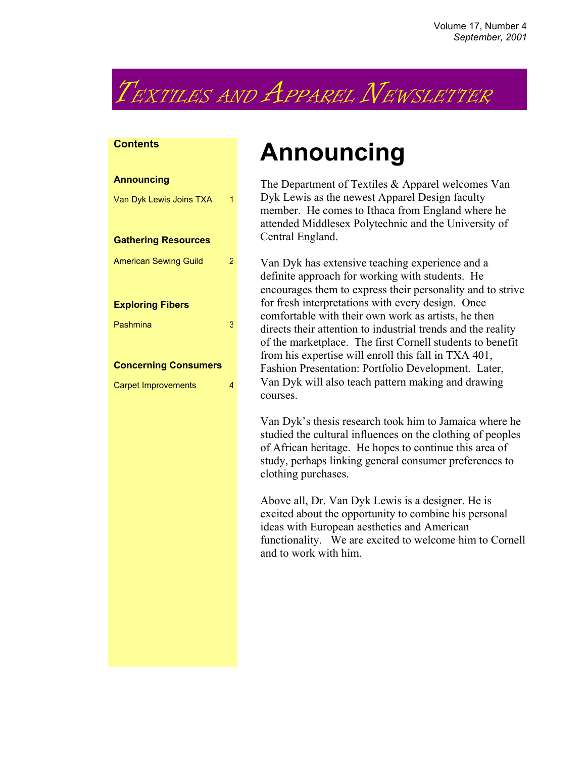# Textiles and Apparel Newsletter

**Contents**

**Announcing**

Van Dyk Lewis Joins TXA 1

**Gathering Resources**

American Sewing Guild 2

**Exploring Fibers**

Pashmina 3

**Concerning Consumers**

Carpet Improvements 4

## Announcing

The Department of Textiles & Apparel welcomes Van Dyk Lewis as the newest Apparel Design faculty member. He comes to Ithaca from England where he attended Middlesex Polytechnic and the University of Central England.

Van Dyk has extensive teaching experience and a definite approach for working with students. He encourages them to express their personality and to strive for fresh interpretations with every design. Once comfortable with their own work as artists, he then directs their attention to industrial trends and the reality of the marketplace. The first Cornell students to benefit from his expertise will enroll this fall in TXA 401, Fashion Presentation: Portfolio Development. Later, Van Dyk will also teach pattern making and drawing courses.

Van Dyk's thesis research took him to Jamaica where he studied the cultural influences on the clothing of peoples of African heritage. He hopes to continue this area of study, perhaps linking general consumer preferences to clothing purchases.

Above all, Dr. Van Dyk Lewis is a designer. He is excited about the opportunity to combine his personal ideas with European aesthetics and American functionality. We are excited to welcome him to Cornell and to work with him.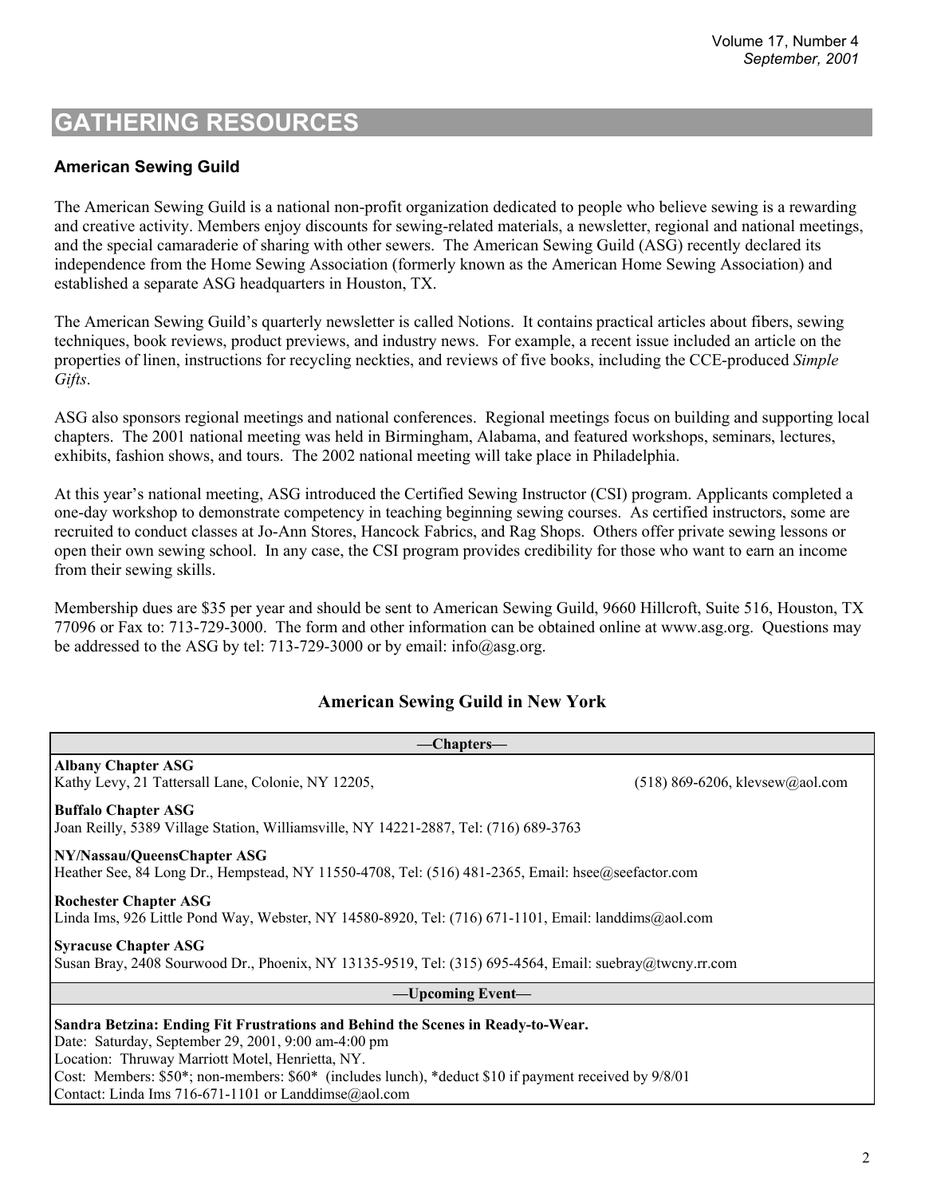# GATHERING RESOURCES

### American Sewing Guild

The American Sewing Guild is a national non-profit organization dedicated to people who believe sewing is a rewarding and creative activity. Members enjoy discounts for sewing-related materials, a newsletter, regional and national meetings, and the special camaraderie of sharing with other sewers. The American Sewing Guild (ASG) recently declared its independence from the Home Sewing Association (formerly known as the American Home Sewing Association) and established a separate ASG headquarters in Houston, TX.

The American Sewing Guild's quarterly newsletter is called Notions. It contains practical articles about fibers, sewing techniques, book reviews, product previews, and industry news. For example, a recent issue included an article on the properties of linen, instructions for recycling neckties, and reviews of five books, including the CCE-produced *Simple Gifts*.

ASG also sponsors regional meetings and national conferences. Regional meetings focus on building and supporting local chapters. The 2001 national meeting was held in Birmingham, Alabama, and featured workshops, seminars, lectures, exhibits, fashion shows, and tours. The 2002 national meeting will take place in Philadelphia.

At this year's national meeting, ASG introduced the Certified Sewing Instructor (CSI) program. Applicants completed a one-day workshop to demonstrate competency in teaching beginning sewing courses. As certified instructors, some are recruited to conduct classes at Jo-Ann Stores, Hancock Fabrics, and Rag Shops. Others offer private sewing lessons or open their own sewing school. In any case, the CSI program provides credibility for those who want to earn an income from their sewing skills.

Membership dues are $35 per year and should be sent to American Sewing Guild, 9660 Hillcroft, Suite 516, Houston, TX 77096 or Fax to: 713-729-3000. The form and other information can be obtained online at www.asg.org. Questions may be addressed to the ASG by tel: 713-729-3000 or by email: info@asg.org.

## American Sewing Guild in New York

**—Chapters—**

**Albany Chapter ASG**
Kathy Levy, 21 Tattersall Lane, Colonie, NY 12205, (518) 869-6206, klevsew@aol.com

**Buffalo Chapter ASG**
Joan Reilly, 5389 Village Station, Williamsville, NY 14221-2887, Tel: (716) 689-3763

**NY/Nassau/QueensChapter ASG**
Heather See, 84 Long Dr., Hempstead, NY 11550-4708, Tel: (516) 481-2365, Email: hsee@seefactor.com

**Rochester Chapter ASG**
Linda Ims, 926 Little Pond Way, Webster, NY 14580-8920, Tel: (716) 671-1101, Email: landdims@aol.com

**Syracuse Chapter ASG**
Susan Bray, 2408 Sourwood Dr., Phoenix, NY 13135-9519, Tel: (315) 695-4564, Email: suebray@twcny.rr.com

**—Upcoming Event—**

**Sandra Betzina: Ending Fit Frustrations and Behind the Scenes in Ready-to-Wear.**
Date: Saturday, September 29, 2001, 9:00 am-4:00 pm
Location: Thruway Marriott Motel, Henrietta, NY.
Cost: Members: $50*; non-members: $60* (includes lunch), *deduct $10 if payment received by 9/8/01
Contact: Linda Ims 716-671-1101 or Landdimse@aol.com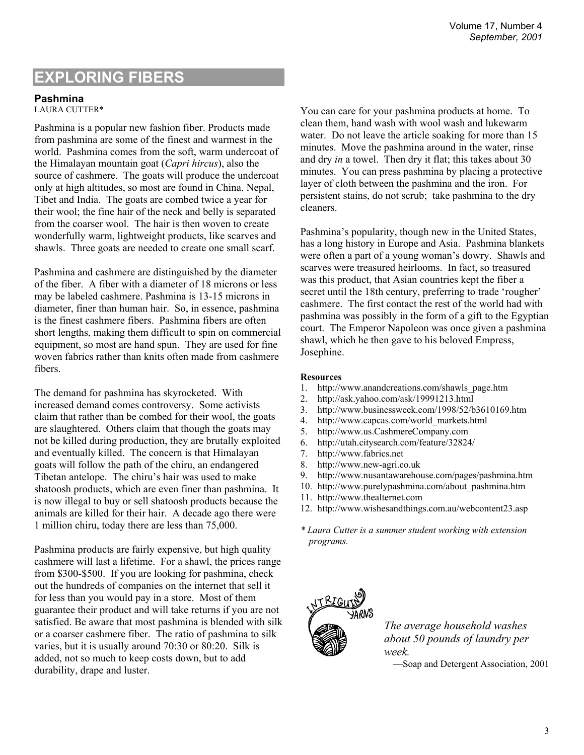# EXPLORING FIBERS

## Pashmina

LAURA CUTTER*

Pashmina is a popular new fashion fiber. Products made from pashmina are some of the finest and warmest in the world. Pashmina comes from the soft, warm undercoat of the Himalayan mountain goat (*Capri hircus*), also the source of cashmere. The goats will produce the undercoat only at high altitudes, so most are found in China, Nepal, Tibet and India. The goats are combed twice a year for their wool; the fine hair of the neck and belly is separated from the coarser wool. The hair is then woven to create wonderfully warm, lightweight products, like scarves and shawls. Three goats are needed to create one small scarf.

Pashmina and cashmere are distinguished by the diameter of the fiber. A fiber with a diameter of 18 microns or less may be labeled cashmere. Pashmina is 13-15 microns in diameter, finer than human hair. So, in essence, pashmina is the finest cashmere fibers. Pashmina fibers are often short lengths, making them difficult to spin on commercial equipment, so most are hand spun. They are used for fine woven fabrics rather than knits often made from cashmere fibers.

The demand for pashmina has skyrocketed. With increased demand comes controversy. Some activists claim that rather than be combed for their wool, the goats are slaughtered. Others claim that though the goats may not be killed during production, they are brutally exploited and eventually killed. The concern is that Himalayan goats will follow the path of the chiru, an endangered Tibetan antelope. The chiru's hair was used to make shatoosh products, which are even finer than pashmina. It is now illegal to buy or sell shatoosh products because the animals are killed for their hair. A decade ago there were 1 million chiru, today there are less than 75,000.

Pashmina products are fairly expensive, but high quality cashmere will last a lifetime. For a shawl, the prices range from $300-$500. If you are looking for pashmina, check out the hundreds of companies on the internet that sell it for less than you would pay in a store. Most of them guarantee their product and will take returns if you are not satisfied. Be aware that most pashmina is blended with silk or a coarser cashmere fiber. The ratio of pashmina to silk varies, but it is usually around 70:30 or 80:20. Silk is added, not so much to keep costs down, but to add durability, drape and luster.

You can care for your pashmina products at home. To clean them, hand wash with wool wash and lukewarm water. Do not leave the article soaking for more than 15 minutes. Move the pashmina around in the water, rinse and dry *in* a towel. Then dry it flat; this takes about 30 minutes. You can press pashmina by placing a protective layer of cloth between the pashmina and the iron. For persistent stains, do not scrub; take pashmina to the dry cleaners.

Pashmina's popularity, though new in the United States, has a long history in Europe and Asia. Pashmina blankets were often a part of a young woman's dowry. Shawls and scarves were treasured heirlooms. In fact, so treasured was this product, that Asian countries kept the fiber a secret until the 18th century, preferring to trade 'rougher' cashmere. The first contact the rest of the world had with pashmina was possibly in the form of a gift to the Egyptian court. The Emperor Napoleon was once given a pashmina shawl, which he then gave to his beloved Empress, Josephine.

**Resources**

1. http://www.anandcreations.com/shawls_page.htm
2. http://ask.yahoo.com/ask/19991213.html
3. http://www.businessweek.com/1998/52/b3610169.htm
4. http://www.capcas.com/world_markets.html
5. http://www.us.CashmereCompany.com
6. http://utah.citysearch.com/feature/32824/
7. http://www.fabrics.net
8. http://www.new-agri.co.uk
9. http://www.nusantawarehouse.com/pages/pashmina.htm
10. http://www.purelypashmina.com/about_pashmina.htm
11. http://www.thealternet.com
12. http://www.wishesandthings.com.au/webcontent23.asp

*\* Laura Cutter is a summer student working with extension programs.*

INTRIGUING YARNS

*The average household washes about 50 pounds of laundry per week.*

—Soap and Detergent Association, 2001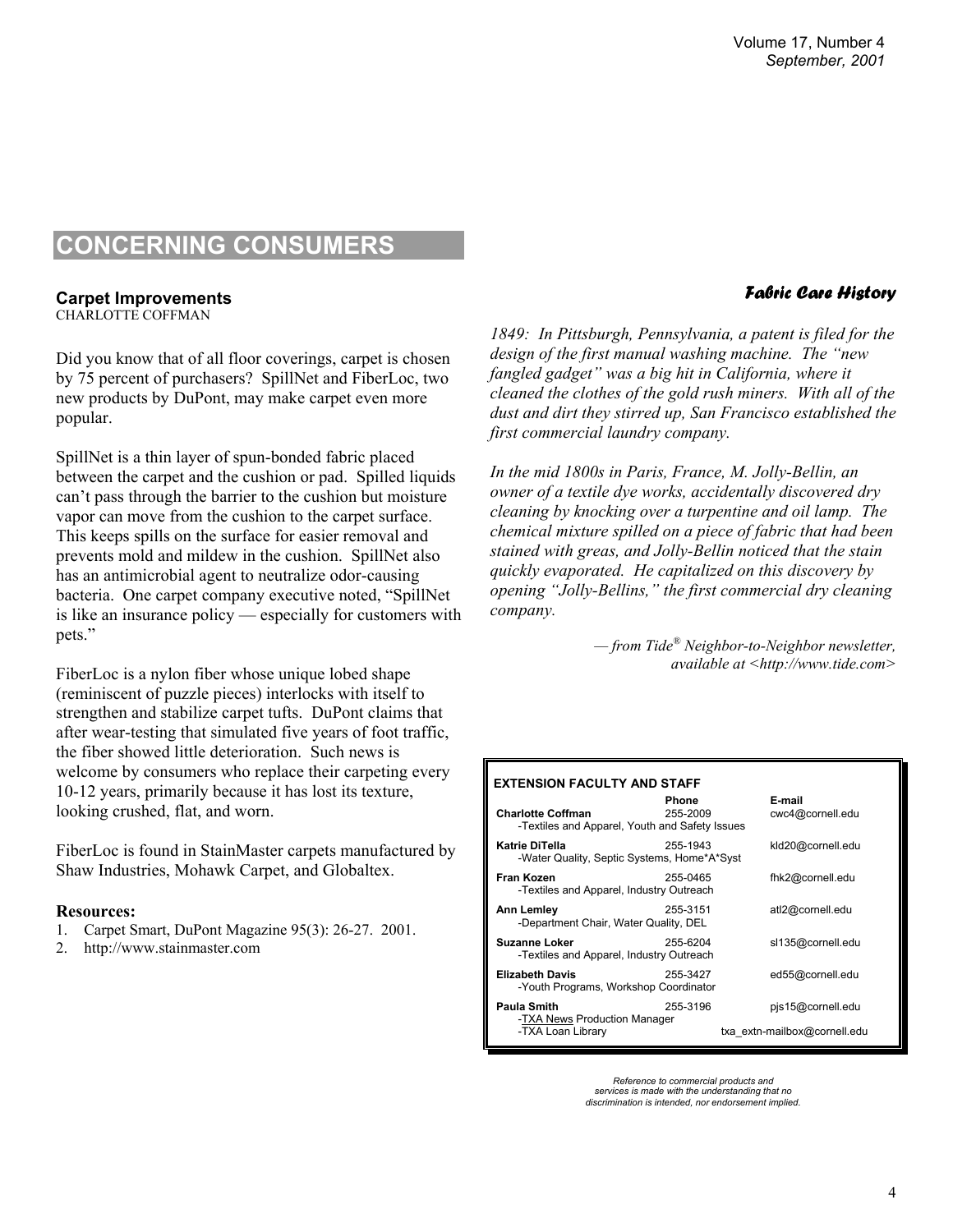## CONCERNING CONSUMERS

### Carpet Improvements

CHARLOTTE COFFMAN

Did you know that of all floor coverings, carpet is chosen by 75 percent of purchasers? SpillNet and FiberLoc, two new products by DuPont, may make carpet even more popular.

SpillNet is a thin layer of spun-bonded fabric placed between the carpet and the cushion or pad. Spilled liquids can't pass through the barrier to the cushion but moisture vapor can move from the cushion to the carpet surface. This keeps spills on the surface for easier removal and prevents mold and mildew in the cushion. SpillNet also has an antimicrobial agent to neutralize odor-causing bacteria. One carpet company executive noted, "SpillNet is like an insurance policy — especially for customers with pets."

FiberLoc is a nylon fiber whose unique lobed shape (reminiscent of puzzle pieces) interlocks with itself to strengthen and stabilize carpet tufts. DuPont claims that after wear-testing that simulated five years of foot traffic, the fiber showed little deterioration. Such news is welcome by consumers who replace their carpeting every 10-12 years, primarily because it has lost its texture, looking crushed, flat, and worn.

FiberLoc is found in StainMaster carpets manufactured by Shaw Industries, Mohawk Carpet, and Globaltex.

**Resources:**

1. Carpet Smart, DuPont Magazine 95(3): 26-27. 2001.
2. http://www.stainmaster.com

### *Fabric Care History*

*1849: In Pittsburgh, Pennsylvania, a patent is filed for the design of the first manual washing machine. The "new fangled gadget" was a big hit in California, where it cleaned the clothes of the gold rush miners. With all of the dust and dirt they stirred up, San Francisco established the first commercial laundry company.*

*In the mid 1800s in Paris, France, M. Jolly-Bellin, an owner of a textile dye works, accidentally discovered dry cleaning by knocking over a turpentine and oil lamp. The chemical mixture spilled on a piece of fabric that had been stained with greas, and Jolly-Bellin noticed that the stain quickly evaporated. He capitalized on this discovery by opening "Jolly-Bellins," the first commercial dry cleaning company.*

*— from Tide® Neighbor-to-Neighbor newsletter, available at <http://www.tide.com>*

**EXTENSION FACULTY AND STAFF**

| | Phone | E-mail |
|---|---|---|
| **Charlotte Coffman** -Textiles and Apparel, Youth and Safety Issues | 255-2009 | cwc4@cornell.edu |
| **Katrie DiTella** -Water Quality, Septic Systems, Home*A*Syst | 255-1943 | kld20@cornell.edu |
| **Fran Kozen** -Textiles and Apparel, Industry Outreach | 255-0465 | fhk2@cornell.edu |
| **Ann Lemley** -Department Chair, Water Quality, DEL | 255-3151 | atl2@cornell.edu |
| **Suzanne Loker** -Textiles and Apparel, Industry Outreach | 255-6204 | sl135@cornell.edu |
| **Elizabeth Davis** -Youth Programs, Workshop Coordinator | 255-3427 | ed55@cornell.edu |
| **Paula Smith** -TXA News Production Manager | 255-3196 | pjs15@cornell.edu |
| -TXA Loan Library | | txa_extn-mailbox@cornell.edu |

*Reference to commercial products and services is made with the understanding that no discrimination is intended, nor endorsement implied.*